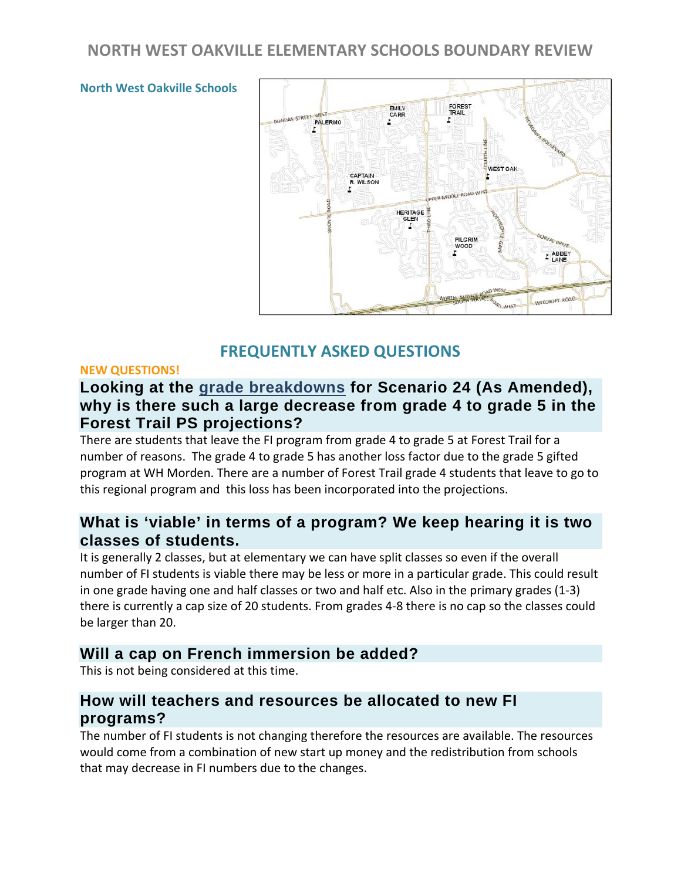# NORTH WEST OAKVILLE ELEMENTARY SCHOOLS BOUNDARY REVIEW

**North West Oakville Schools**

## FREQUENTLY ASKED QUESTIONS

**NEW QUESTIONS!**

### Looking at the grade breakdowns for Scenario 24 (As Amended), why is there such a large decrease from grade 4 to grade 5 in the Forest Trail PS projections?

There are students that leave the FI program from grade 4 to grade 5 at Forest Trail for a number of reasons. The grade 4 to grade 5 has another loss factor due to the grade 5 gifted program at WH Morden. There are a number of Forest Trail grade 4 students that leave to go to this regional program and this loss has been incorporated into the projections.

### What is 'viable' in terms of a program? We keep hearing it is two classes of students.

It is generally 2 classes, but at elementary we can have split classes so even if the overall number of FI students is viable there may be less or more in a particular grade. This could result in one grade having one and half classes or two and half etc. Also in the primary grades (1-3) there is currently a cap size of 20 students. From grades 4-8 there is no cap so the classes could be larger than 20.

### Will a cap on French immersion be added?

This is not being considered at this time.

### How will teachers and resources be allocated to new FI programs?

The number of FI students is not changing therefore the resources are available. The resources would come from a combination of new start up money and the redistribution from schools that may decrease in FI numbers due to the changes.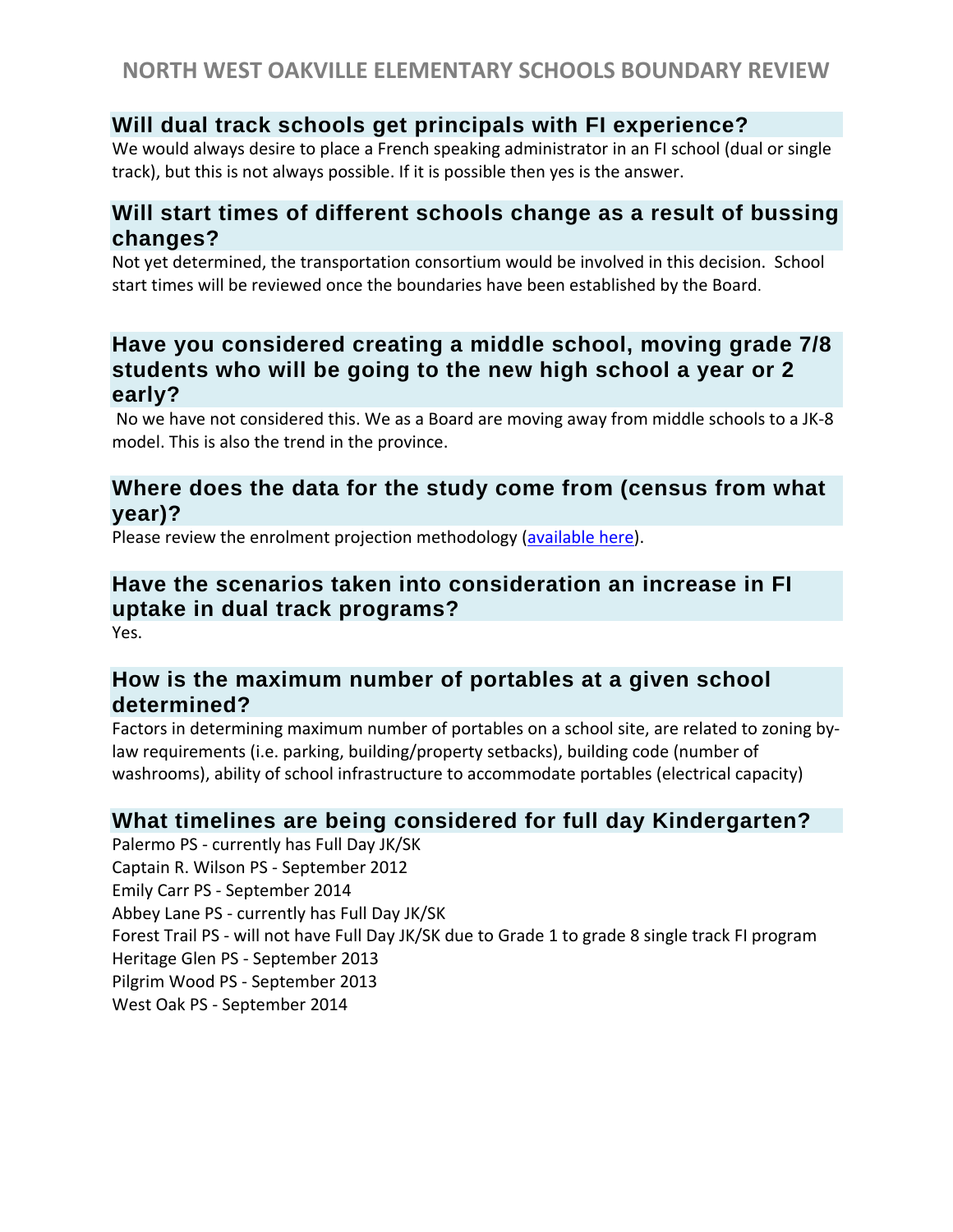## Will dual track schools get principals with FI experience?

We would always desire to place a French speaking administrator in an FI school (dual or single track), but this is not always possible. If it is possible then yes is the answer.

## Will start times of different schools change as a result of bussing changes?

Not yet determined, the transportation consortium would be involved in this decision. School start times will be reviewed once the boundaries have been established by the Board.

## Have you considered creating a middle school, moving grade 7/8 students who will be going to the new high school a year or 2 early?

No we have not considered this. We as a Board are moving away from middle schools to a JK-8 model. This is also the trend in the province.

## Where does the data for the study come from (census from what year)?

Please review the enrolment projection methodology (available here).

## Have the scenarios taken into consideration an increase in FI uptake in dual track programs?

Yes.

## How is the maximum number of portables at a given school determined?

Factors in determining maximum number of portables on a school site, are related to zoning by-law requirements (i.e. parking, building/property setbacks), building code (number of washrooms), ability of school infrastructure to accommodate portables (electrical capacity)

## What timelines are being considered for full day Kindergarten?

Palermo PS - currently has Full Day JK/SK
Captain R. Wilson PS - September 2012
Emily Carr PS - September 2014
Abbey Lane PS - currently has Full Day JK/SK
Forest Trail PS - will not have Full Day JK/SK due to Grade 1 to grade 8 single track FI program
Heritage Glen PS - September 2013
Pilgrim Wood PS - September 2013
West Oak PS - September 2014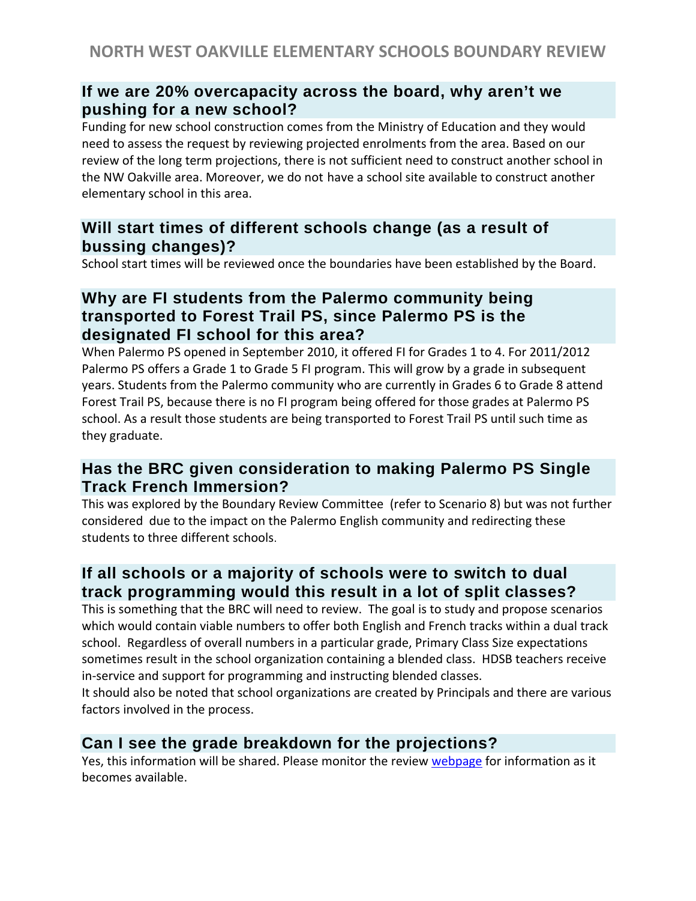## If we are 20% overcapacity across the board, why aren't we pushing for a new school?

Funding for new school construction comes from the Ministry of Education and they would need to assess the request by reviewing projected enrolments from the area. Based on our review of the long term projections, there is not sufficient need to construct another school in the NW Oakville area. Moreover, we do not have a school site available to construct another elementary school in this area.

## Will start times of different schools change (as a result of bussing changes)?

School start times will be reviewed once the boundaries have been established by the Board.

## Why are FI students from the Palermo community being transported to Forest Trail PS, since Palermo PS is the designated FI school for this area?

When Palermo PS opened in September 2010, it offered FI for Grades 1 to 4. For 2011/2012 Palermo PS offers a Grade 1 to Grade 5 FI program. This will grow by a grade in subsequent years. Students from the Palermo community who are currently in Grades 6 to Grade 8 attend Forest Trail PS, because there is no FI program being offered for those grades at Palermo PS school. As a result those students are being transported to Forest Trail PS until such time as they graduate.

## Has the BRC given consideration to making Palermo PS Single Track French Immersion?

This was explored by the Boundary Review Committee (refer to Scenario 8) but was not further considered due to the impact on the Palermo English community and redirecting these students to three different schools.

## If all schools or a majority of schools were to switch to dual track programming would this result in a lot of split classes?

This is something that the BRC will need to review. The goal is to study and propose scenarios which would contain viable numbers to offer both English and French tracks within a dual track school. Regardless of overall numbers in a particular grade, Primary Class Size expectations sometimes result in the school organization containing a blended class. HDSB teachers receive in-service and support for programming and instructing blended classes.

It should also be noted that school organizations are created by Principals and there are various factors involved in the process.

## Can I see the grade breakdown for the projections?

Yes, this information will be shared. Please monitor the review webpage for information as it becomes available.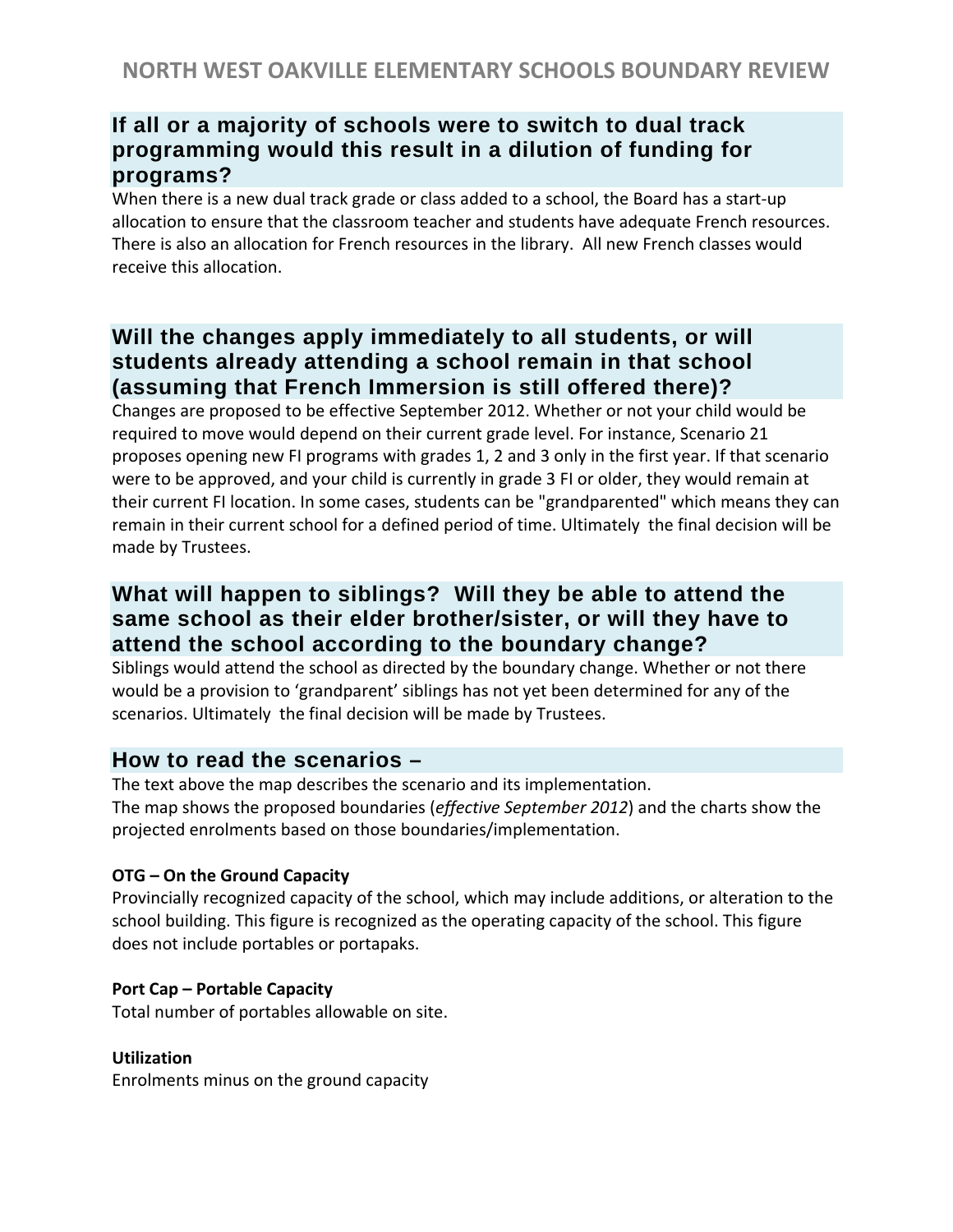## If all or a majority of schools were to switch to dual track programming would this result in a dilution of funding for programs?

When there is a new dual track grade or class added to a school, the Board has a start-up allocation to ensure that the classroom teacher and students have adequate French resources. There is also an allocation for French resources in the library. All new French classes would receive this allocation.

## Will the changes apply immediately to all students, or will students already attending a school remain in that school (assuming that French Immersion is still offered there)?

Changes are proposed to be effective September 2012. Whether or not your child would be required to move would depend on their current grade level. For instance, Scenario 21 proposes opening new FI programs with grades 1, 2 and 3 only in the first year. If that scenario were to be approved, and your child is currently in grade 3 FI or older, they would remain at their current FI location. In some cases, students can be "grandparented" which means they can remain in their current school for a defined period of time. Ultimately the final decision will be made by Trustees.

## What will happen to siblings? Will they be able to attend the same school as their elder brother/sister, or will they have to attend the school according to the boundary change?

Siblings would attend the school as directed by the boundary change. Whether or not there would be a provision to 'grandparent' siblings has not yet been determined for any of the scenarios. Ultimately the final decision will be made by Trustees.

## How to read the scenarios –

The text above the map describes the scenario and its implementation.
The map shows the proposed boundaries (*effective September 2012*) and the charts show the projected enrolments based on those boundaries/implementation.

**OTG – On the Ground Capacity**
Provincially recognized capacity of the school, which may include additions, or alteration to the school building. This figure is recognized as the operating capacity of the school. This figure does not include portables or portapaks.

**Port Cap – Portable Capacity**
Total number of portables allowable on site.

**Utilization**
Enrolments minus on the ground capacity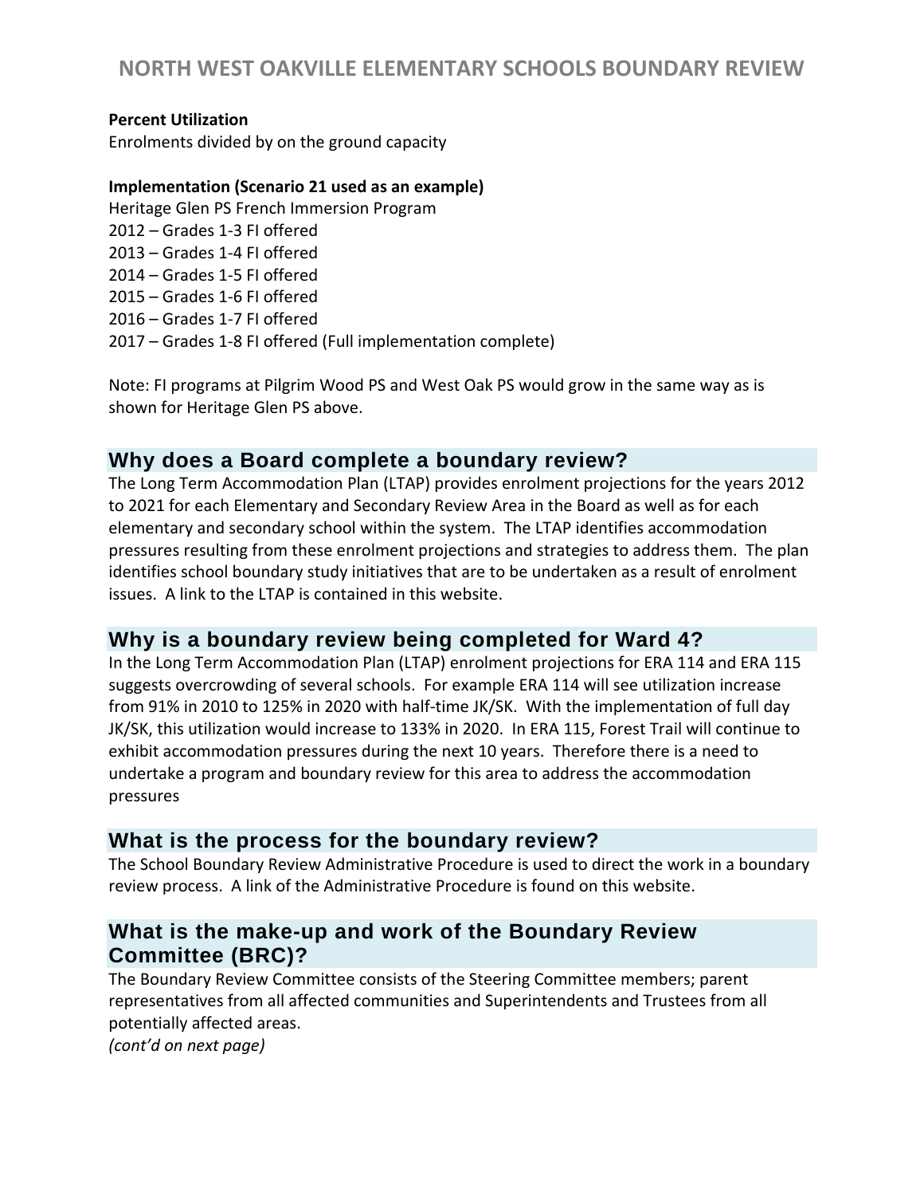**Percent Utilization**

Enrolments divided by on the ground capacity

**Implementation (Scenario 21 used as an example)**

Heritage Glen PS French Immersion Program

2012 – Grades 1-3 FI offered

2013 – Grades 1-4 FI offered

2014 – Grades 1-5 FI offered

2015 – Grades 1-6 FI offered

2016 – Grades 1-7 FI offered

2017 – Grades 1-8 FI offered (Full implementation complete)

Note: FI programs at Pilgrim Wood PS and West Oak PS would grow in the same way as is shown for Heritage Glen PS above.

## Why does a Board complete a boundary review?

The Long Term Accommodation Plan (LTAP) provides enrolment projections for the years 2012 to 2021 for each Elementary and Secondary Review Area in the Board as well as for each elementary and secondary school within the system. The LTAP identifies accommodation pressures resulting from these enrolment projections and strategies to address them. The plan identifies school boundary study initiatives that are to be undertaken as a result of enrolment issues. A link to the LTAP is contained in this website.

## Why is a boundary review being completed for Ward 4?

In the Long Term Accommodation Plan (LTAP) enrolment projections for ERA 114 and ERA 115 suggests overcrowding of several schools. For example ERA 114 will see utilization increase from 91% in 2010 to 125% in 2020 with half-time JK/SK. With the implementation of full day JK/SK, this utilization would increase to 133% in 2020. In ERA 115, Forest Trail will continue to exhibit accommodation pressures during the next 10 years. Therefore there is a need to undertake a program and boundary review for this area to address the accommodation pressures

## What is the process for the boundary review?

The School Boundary Review Administrative Procedure is used to direct the work in a boundary review process. A link of the Administrative Procedure is found on this website.

## What is the make-up and work of the Boundary Review Committee (BRC)?

The Boundary Review Committee consists of the Steering Committee members; parent representatives from all affected communities and Superintendents and Trustees from all potentially affected areas.

*(cont'd on next page)*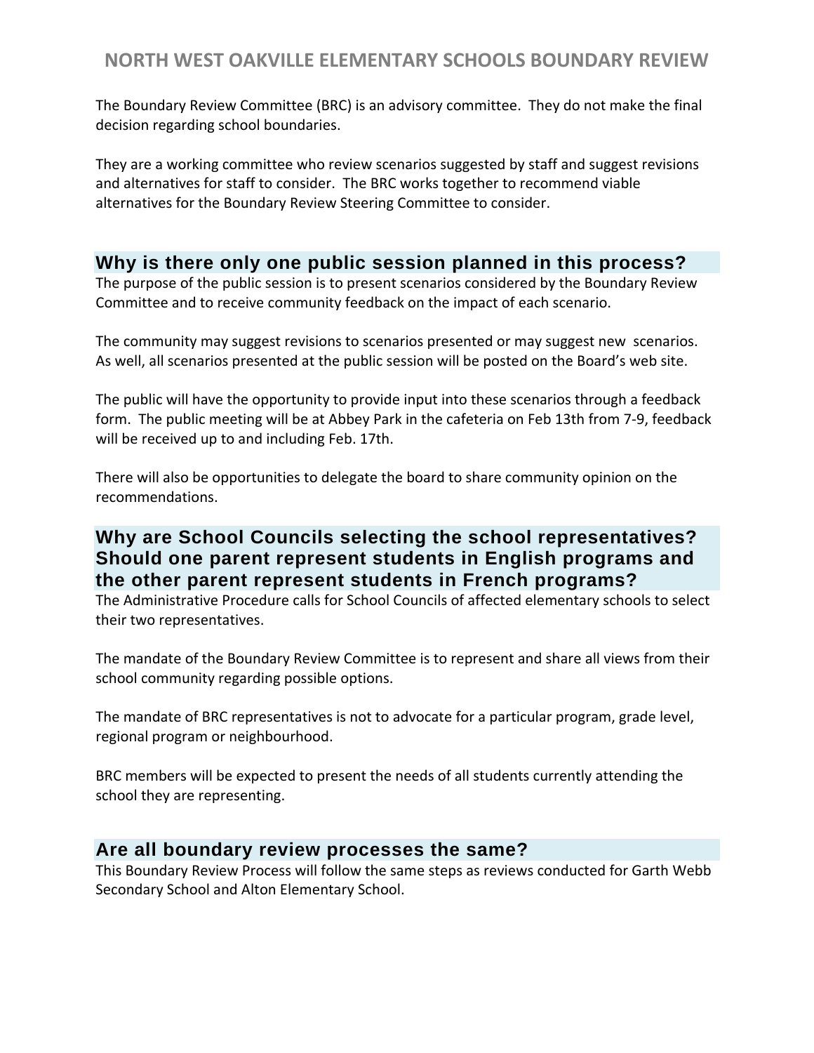The Boundary Review Committee (BRC) is an advisory committee. They do not make the final decision regarding school boundaries.

They are a working committee who review scenarios suggested by staff and suggest revisions and alternatives for staff to consider. The BRC works together to recommend viable alternatives for the Boundary Review Steering Committee to consider.

## Why is there only one public session planned in this process?

The purpose of the public session is to present scenarios considered by the Boundary Review Committee and to receive community feedback on the impact of each scenario.

The community may suggest revisions to scenarios presented or may suggest new scenarios. As well, all scenarios presented at the public session will be posted on the Board's web site.

The public will have the opportunity to provide input into these scenarios through a feedback form. The public meeting will be at Abbey Park in the cafeteria on Feb 13th from 7-9, feedback will be received up to and including Feb. 17th.

There will also be opportunities to delegate the board to share community opinion on the recommendations.

## Why are School Councils selecting the school representatives? Should one parent represent students in English programs and the other parent represent students in French programs?

The Administrative Procedure calls for School Councils of affected elementary schools to select their two representatives.

The mandate of the Boundary Review Committee is to represent and share all views from their school community regarding possible options.

The mandate of BRC representatives is not to advocate for a particular program, grade level, regional program or neighbourhood.

BRC members will be expected to present the needs of all students currently attending the school they are representing.

## Are all boundary review processes the same?

This Boundary Review Process will follow the same steps as reviews conducted for Garth Webb Secondary School and Alton Elementary School.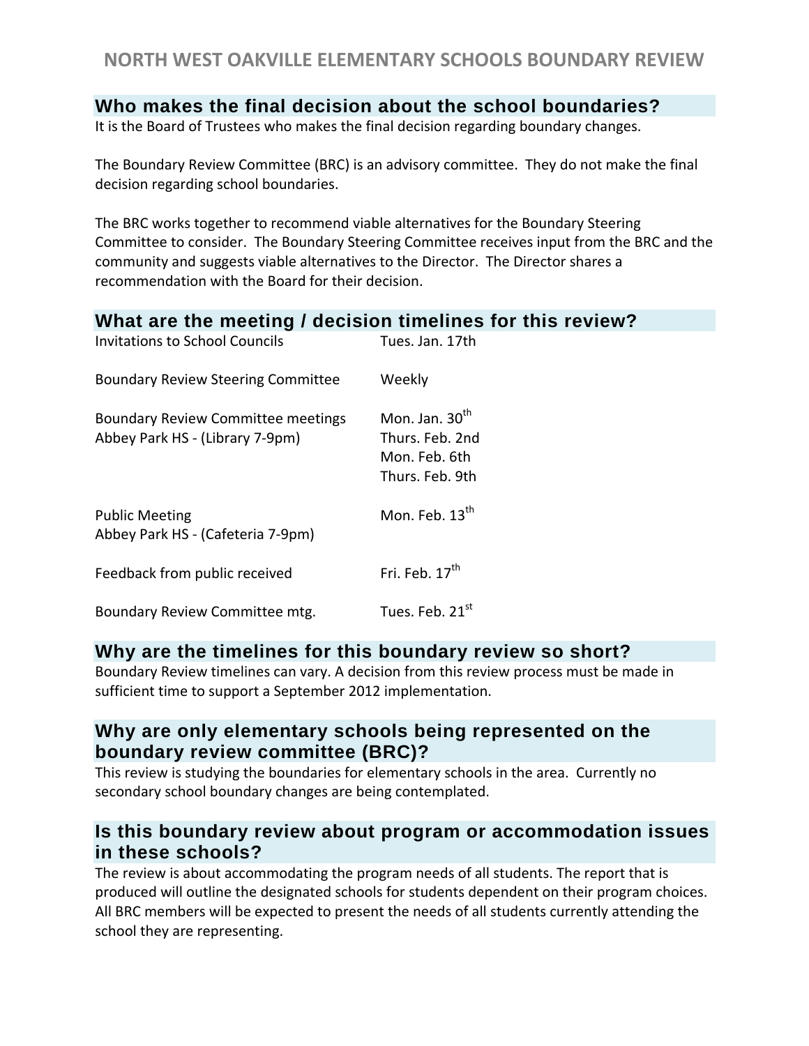# NORTH WEST OAKVILLE ELEMENTARY SCHOOLS BOUNDARY REVIEW

## Who makes the final decision about the school boundaries?

It is the Board of Trustees who makes the final decision regarding boundary changes.

The Boundary Review Committee (BRC) is an advisory committee. They do not make the final decision regarding school boundaries.

The BRC works together to recommend viable alternatives for the Boundary Steering Committee to consider. The Boundary Steering Committee receives input from the BRC and the community and suggests viable alternatives to the Director. The Director shares a recommendation with the Board for their decision.

## What are the meeting / decision timelines for this review?

| | |
|---|---|
| Invitations to School Councils | Tues. Jan. 17th |
| Boundary Review Steering Committee | Weekly |
| Boundary Review Committee meetings<br>Abbey Park HS - (Library 7-9pm) | Mon. Jan. 30th<br>Thurs. Feb. 2nd<br>Mon. Feb. 6th<br>Thurs. Feb. 9th |
| Public Meeting<br>Abbey Park HS - (Cafeteria 7-9pm) | Mon. Feb. 13th |
| Feedback from public received | Fri. Feb. 17th |
| Boundary Review Committee mtg. | Tues. Feb. 21st |

## Why are the timelines for this boundary review so short?

Boundary Review timelines can vary. A decision from this review process must be made in sufficient time to support a September 2012 implementation.

## Why are only elementary schools being represented on the boundary review committee (BRC)?

This review is studying the boundaries for elementary schools in the area. Currently no secondary school boundary changes are being contemplated.

## Is this boundary review about program or accommodation issues in these schools?

The review is about accommodating the program needs of all students. The report that is produced will outline the designated schools for students dependent on their program choices. All BRC members will be expected to present the needs of all students currently attending the school they are representing.